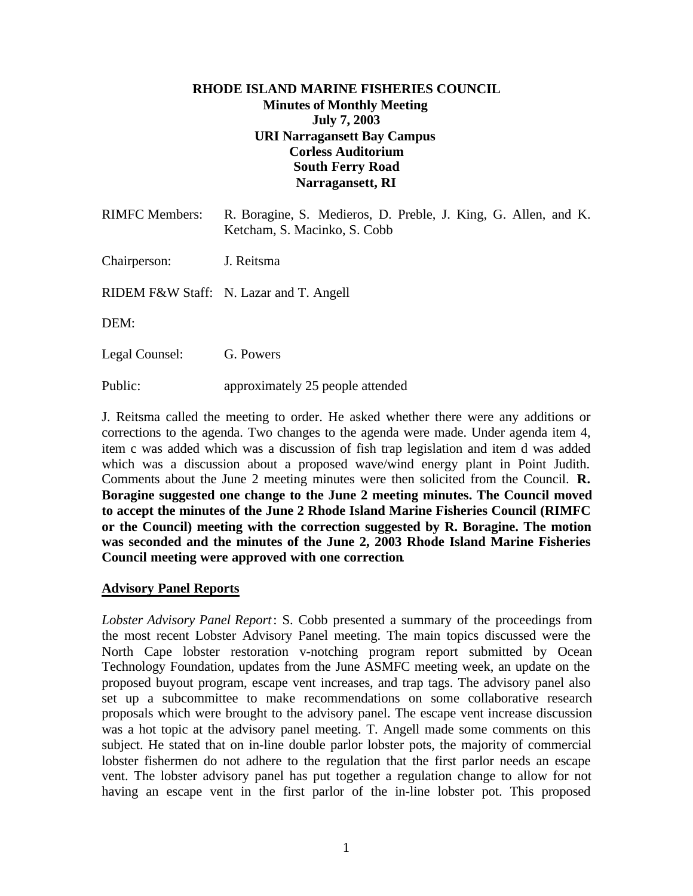# RHODE ISLAND MARINE FISHERIES COUNCIL

**Minutes of Monthly Meeting**
**July 7, 2003**
**URI Narragansett Bay Campus**
**Corless Auditorium**
**South Ferry Road**
**Narragansett, RI**

RIMFC Members: R. Boragine, S. Medieros, D. Preble, J. King, G. Allen, and K. Ketcham, S. Macinko, S. Cobb

Chairperson: J. Reitsma

RIDEM F&W Staff: N. Lazar and T. Angell

DEM:

Legal Counsel: G. Powers

Public: approximately 25 people attended

J. Reitsma called the meeting to order. He asked whether there were any additions or corrections to the agenda. Two changes to the agenda were made. Under agenda item 4, item c was added which was a discussion of fish trap legislation and item d was added which was a discussion about a proposed wave/wind energy plant in Point Judith. Comments about the June 2 meeting minutes were then solicited from the Council. **R. Boragine suggested one change to the June 2 meeting minutes. The Council moved to accept the minutes of the June 2 Rhode Island Marine Fisheries Council (RIMFC or the Council) meeting with the correction suggested by R. Boragine. The motion was seconded and the minutes of the June 2, 2003 Rhode Island Marine Fisheries Council meeting were approved with one correction.**

## Advisory Panel Reports

*Lobster Advisory Panel Report*: S. Cobb presented a summary of the proceedings from the most recent Lobster Advisory Panel meeting. The main topics discussed were the North Cape lobster restoration v-notching program report submitted by Ocean Technology Foundation, updates from the June ASMFC meeting week, an update on the proposed buyout program, escape vent increases, and trap tags. The advisory panel also set up a subcommittee to make recommendations on some collaborative research proposals which were brought to the advisory panel. The escape vent increase discussion was a hot topic at the advisory panel meeting. T. Angell made some comments on this subject. He stated that on in-line double parlor lobster pots, the majority of commercial lobster fishermen do not adhere to the regulation that the first parlor needs an escape vent. The lobster advisory panel has put together a regulation change to allow for not having an escape vent in the first parlor of the in-line lobster pot. This proposed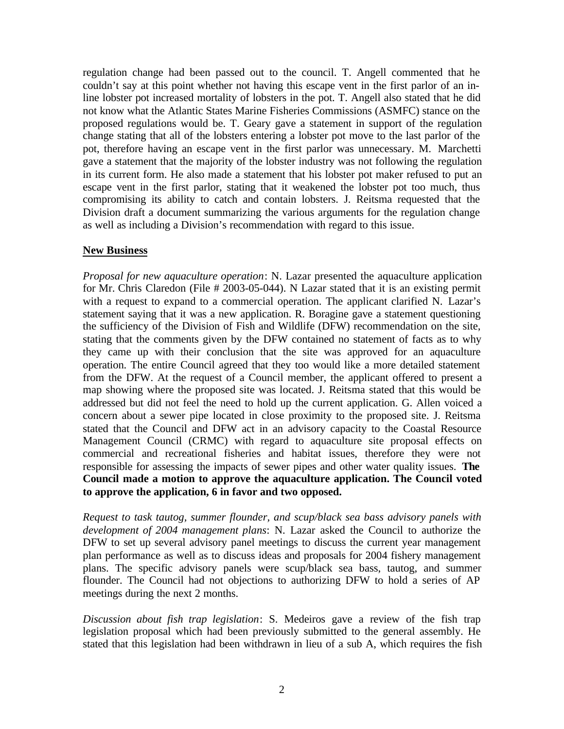regulation change had been passed out to the council. T. Angell commented that he couldn't say at this point whether not having this escape vent in the first parlor of an in-line lobster pot increased mortality of lobsters in the pot. T. Angell also stated that he did not know what the Atlantic States Marine Fisheries Commissions (ASMFC) stance on the proposed regulations would be. T. Geary gave a statement in support of the regulation change stating that all of the lobsters entering a lobster pot move to the last parlor of the pot, therefore having an escape vent in the first parlor was unnecessary. M. Marchetti gave a statement that the majority of the lobster industry was not following the regulation in its current form. He also made a statement that his lobster pot maker refused to put an escape vent in the first parlor, stating that it weakened the lobster pot too much, thus compromising its ability to catch and contain lobsters. J. Reitsma requested that the Division draft a document summarizing the various arguments for the regulation change as well as including a Division's recommendation with regard to this issue.

## New Business

*Proposal for new aquaculture operation*: N. Lazar presented the aquaculture application for Mr. Chris Claredon (File # 2003-05-044). N Lazar stated that it is an existing permit with a request to expand to a commercial operation. The applicant clarified N. Lazar's statement saying that it was a new application. R. Boragine gave a statement questioning the sufficiency of the Division of Fish and Wildlife (DFW) recommendation on the site, stating that the comments given by the DFW contained no statement of facts as to why they came up with their conclusion that the site was approved for an aquaculture operation. The entire Council agreed that they too would like a more detailed statement from the DFW. At the request of a Council member, the applicant offered to present a map showing where the proposed site was located. J. Reitsma stated that this would be addressed but did not feel the need to hold up the current application. G. Allen voiced a concern about a sewer pipe located in close proximity to the proposed site. J. Reitsma stated that the Council and DFW act in an advisory capacity to the Coastal Resource Management Council (CRMC) with regard to aquaculture site proposal effects on commercial and recreational fisheries and habitat issues, therefore they were not responsible for assessing the impacts of sewer pipes and other water quality issues. **The Council made a motion to approve the aquaculture application. The Council voted to approve the application, 6 in favor and two opposed.**

*Request to task tautog, summer flounder, and scup/black sea bass advisory panels with development of 2004 management plans*: N. Lazar asked the Council to authorize the DFW to set up several advisory panel meetings to discuss the current year management plan performance as well as to discuss ideas and proposals for 2004 fishery management plans. The specific advisory panels were scup/black sea bass, tautog, and summer flounder. The Council had not objections to authorizing DFW to hold a series of AP meetings during the next 2 months.

*Discussion about fish trap legislation*: S. Medeiros gave a review of the fish trap legislation proposal which had been previously submitted to the general assembly. He stated that this legislation had been withdrawn in lieu of a sub A, which requires the fish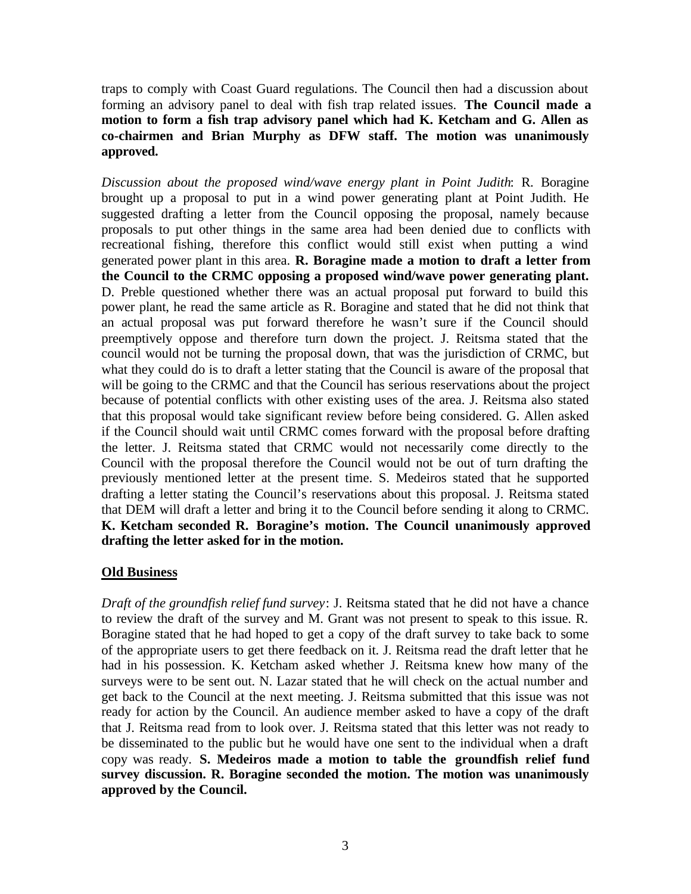traps to comply with Coast Guard regulations. The Council then had a discussion about forming an advisory panel to deal with fish trap related issues. **The Council made a motion to form a fish trap advisory panel which had K. Ketcham and G. Allen as co-chairmen and Brian Murphy as DFW staff. The motion was unanimously approved.**

*Discussion about the proposed wind/wave energy plant in Point Judith*: R. Boragine brought up a proposal to put in a wind power generating plant at Point Judith. He suggested drafting a letter from the Council opposing the proposal, namely because proposals to put other things in the same area had been denied due to conflicts with recreational fishing, therefore this conflict would still exist when putting a wind generated power plant in this area. **R. Boragine made a motion to draft a letter from the Council to the CRMC opposing a proposed wind/wave power generating plant.** D. Preble questioned whether there was an actual proposal put forward to build this power plant, he read the same article as R. Boragine and stated that he did not think that an actual proposal was put forward therefore he wasn't sure if the Council should preemptively oppose and therefore turn down the project. J. Reitsma stated that the council would not be turning the proposal down, that was the jurisdiction of CRMC, but what they could do is to draft a letter stating that the Council is aware of the proposal that will be going to the CRMC and that the Council has serious reservations about the project because of potential conflicts with other existing uses of the area. J. Reitsma also stated that this proposal would take significant review before being considered. G. Allen asked if the Council should wait until CRMC comes forward with the proposal before drafting the letter. J. Reitsma stated that CRMC would not necessarily come directly to the Council with the proposal therefore the Council would not be out of turn drafting the previously mentioned letter at the present time. S. Medeiros stated that he supported drafting a letter stating the Council's reservations about this proposal. J. Reitsma stated that DEM will draft a letter and bring it to the Council before sending it along to CRMC. **K. Ketcham seconded R. Boragine's motion. The Council unanimously approved drafting the letter asked for in the motion.**

**<u>Old Business</u>**

*Draft of the groundfish relief fund survey*: J. Reitsma stated that he did not have a chance to review the draft of the survey and M. Grant was not present to speak to this issue. R. Boragine stated that he had hoped to get a copy of the draft survey to take back to some of the appropriate users to get there feedback on it. J. Reitsma read the draft letter that he had in his possession. K. Ketcham asked whether J. Reitsma knew how many of the surveys were to be sent out. N. Lazar stated that he will check on the actual number and get back to the Council at the next meeting. J. Reitsma submitted that this issue was not ready for action by the Council. An audience member asked to have a copy of the draft that J. Reitsma read from to look over. J. Reitsma stated that this letter was not ready to be disseminated to the public but he would have one sent to the individual when a draft copy was ready. **S. Medeiros made a motion to table the groundfish relief fund survey discussion. R. Boragine seconded the motion. The motion was unanimously approved by the Council.**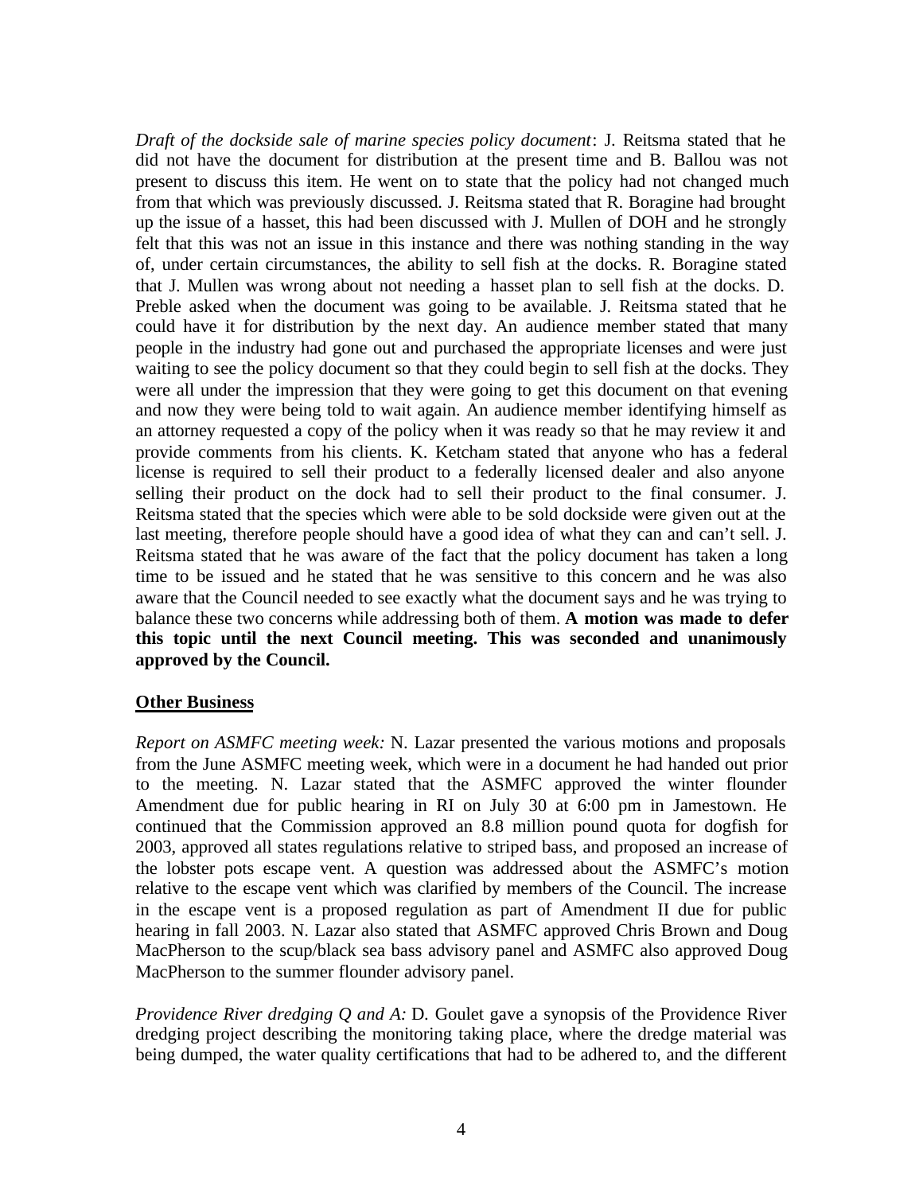*Draft of the dockside sale of marine species policy document*: J. Reitsma stated that he did not have the document for distribution at the present time and B. Ballou was not present to discuss this item. He went on to state that the policy had not changed much from that which was previously discussed. J. Reitsma stated that R. Boragine had brought up the issue of a hasset, this had been discussed with J. Mullen of DOH and he strongly felt that this was not an issue in this instance and there was nothing standing in the way of, under certain circumstances, the ability to sell fish at the docks. R. Boragine stated that J. Mullen was wrong about not needing a hasset plan to sell fish at the docks. D. Preble asked when the document was going to be available. J. Reitsma stated that he could have it for distribution by the next day. An audience member stated that many people in the industry had gone out and purchased the appropriate licenses and were just waiting to see the policy document so that they could begin to sell fish at the docks. They were all under the impression that they were going to get this document on that evening and now they were being told to wait again. An audience member identifying himself as an attorney requested a copy of the policy when it was ready so that he may review it and provide comments from his clients. K. Ketcham stated that anyone who has a federal license is required to sell their product to a federally licensed dealer and also anyone selling their product on the dock had to sell their product to the final consumer. J. Reitsma stated that the species which were able to be sold dockside were given out at the last meeting, therefore people should have a good idea of what they can and can't sell. J. Reitsma stated that he was aware of the fact that the policy document has taken a long time to be issued and he stated that he was sensitive to this concern and he was also aware that the Council needed to see exactly what the document says and he was trying to balance these two concerns while addressing both of them. **A motion was made to defer this topic until the next Council meeting. This was seconded and unanimously approved by the Council.**

## Other Business

*Report on ASMFC meeting week:* N. Lazar presented the various motions and proposals from the June ASMFC meeting week, which were in a document he had handed out prior to the meeting. N. Lazar stated that the ASMFC approved the winter flounder Amendment due for public hearing in RI on July 30 at 6:00 pm in Jamestown. He continued that the Commission approved an 8.8 million pound quota for dogfish for 2003, approved all states regulations relative to striped bass, and proposed an increase of the lobster pots escape vent. A question was addressed about the ASMFC's motion relative to the escape vent which was clarified by members of the Council. The increase in the escape vent is a proposed regulation as part of Amendment II due for public hearing in fall 2003. N. Lazar also stated that ASMFC approved Chris Brown and Doug MacPherson to the scup/black sea bass advisory panel and ASMFC also approved Doug MacPherson to the summer flounder advisory panel.

*Providence River dredging Q and A:* D. Goulet gave a synopsis of the Providence River dredging project describing the monitoring taking place, where the dredge material was being dumped, the water quality certifications that had to be adhered to, and the different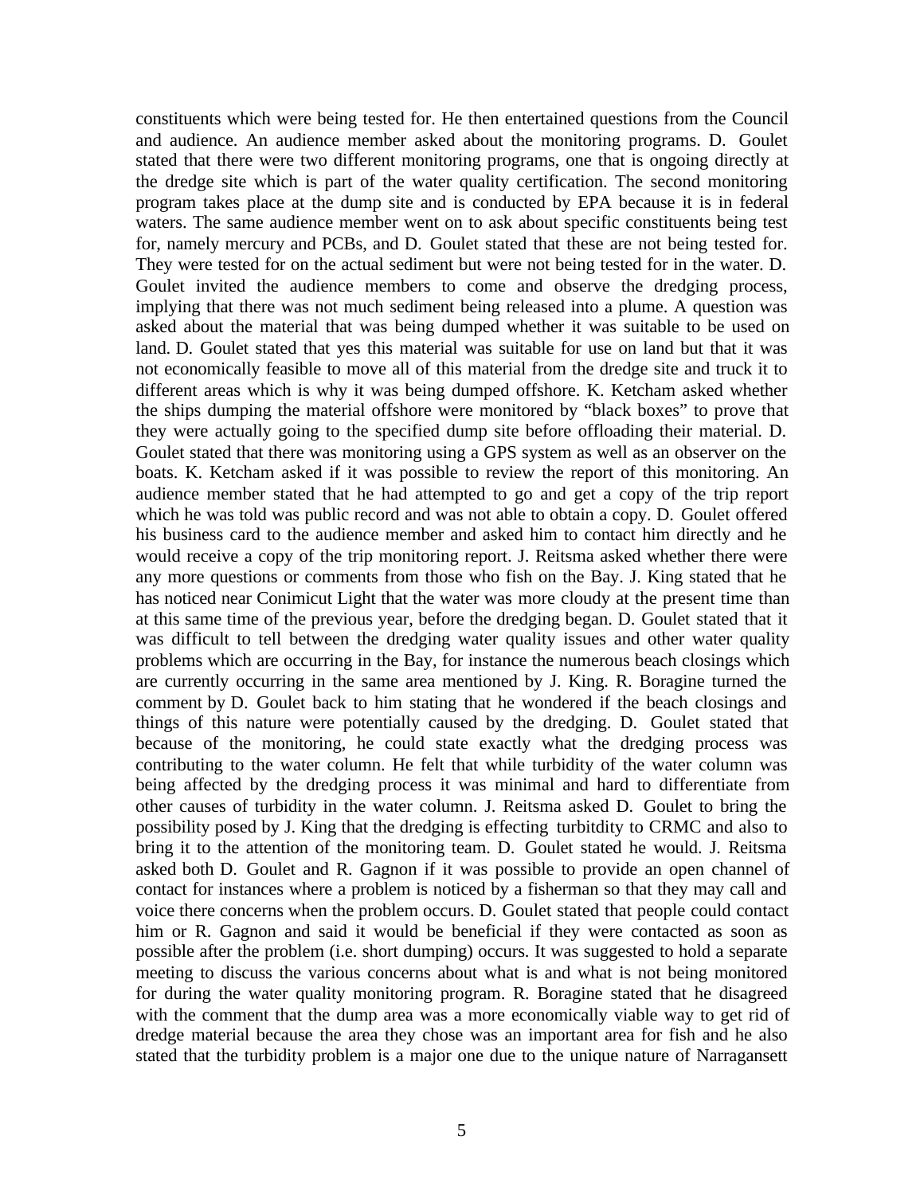constituents which were being tested for. He then entertained questions from the Council and audience. An audience member asked about the monitoring programs. D. Goulet stated that there were two different monitoring programs, one that is ongoing directly at the dredge site which is part of the water quality certification. The second monitoring program takes place at the dump site and is conducted by EPA because it is in federal waters. The same audience member went on to ask about specific constituents being test for, namely mercury and PCBs, and D. Goulet stated that these are not being tested for. They were tested for on the actual sediment but were not being tested for in the water. D. Goulet invited the audience members to come and observe the dredging process, implying that there was not much sediment being released into a plume. A question was asked about the material that was being dumped whether it was suitable to be used on land. D. Goulet stated that yes this material was suitable for use on land but that it was not economically feasible to move all of this material from the dredge site and truck it to different areas which is why it was being dumped offshore. K. Ketcham asked whether the ships dumping the material offshore were monitored by "black boxes" to prove that they were actually going to the specified dump site before offloading their material. D. Goulet stated that there was monitoring using a GPS system as well as an observer on the boats. K. Ketcham asked if it was possible to review the report of this monitoring. An audience member stated that he had attempted to go and get a copy of the trip report which he was told was public record and was not able to obtain a copy. D. Goulet offered his business card to the audience member and asked him to contact him directly and he would receive a copy of the trip monitoring report. J. Reitsma asked whether there were any more questions or comments from those who fish on the Bay. J. King stated that he has noticed near Conimicut Light that the water was more cloudy at the present time than at this same time of the previous year, before the dredging began. D. Goulet stated that it was difficult to tell between the dredging water quality issues and other water quality problems which are occurring in the Bay, for instance the numerous beach closings which are currently occurring in the same area mentioned by J. King. R. Boragine turned the comment by D. Goulet back to him stating that he wondered if the beach closings and things of this nature were potentially caused by the dredging. D. Goulet stated that because of the monitoring, he could state exactly what the dredging process was contributing to the water column. He felt that while turbidity of the water column was being affected by the dredging process it was minimal and hard to differentiate from other causes of turbidity in the water column. J. Reitsma asked D. Goulet to bring the possibility posed by J. King that the dredging is effecting turbitdity to CRMC and also to bring it to the attention of the monitoring team. D. Goulet stated he would. J. Reitsma asked both D. Goulet and R. Gagnon if it was possible to provide an open channel of contact for instances where a problem is noticed by a fisherman so that they may call and voice there concerns when the problem occurs. D. Goulet stated that people could contact him or R. Gagnon and said it would be beneficial if they were contacted as soon as possible after the problem (i.e. short dumping) occurs. It was suggested to hold a separate meeting to discuss the various concerns about what is and what is not being monitored for during the water quality monitoring program. R. Boragine stated that he disagreed with the comment that the dump area was a more economically viable way to get rid of dredge material because the area they chose was an important area for fish and he also stated that the turbidity problem is a major one due to the unique nature of Narragansett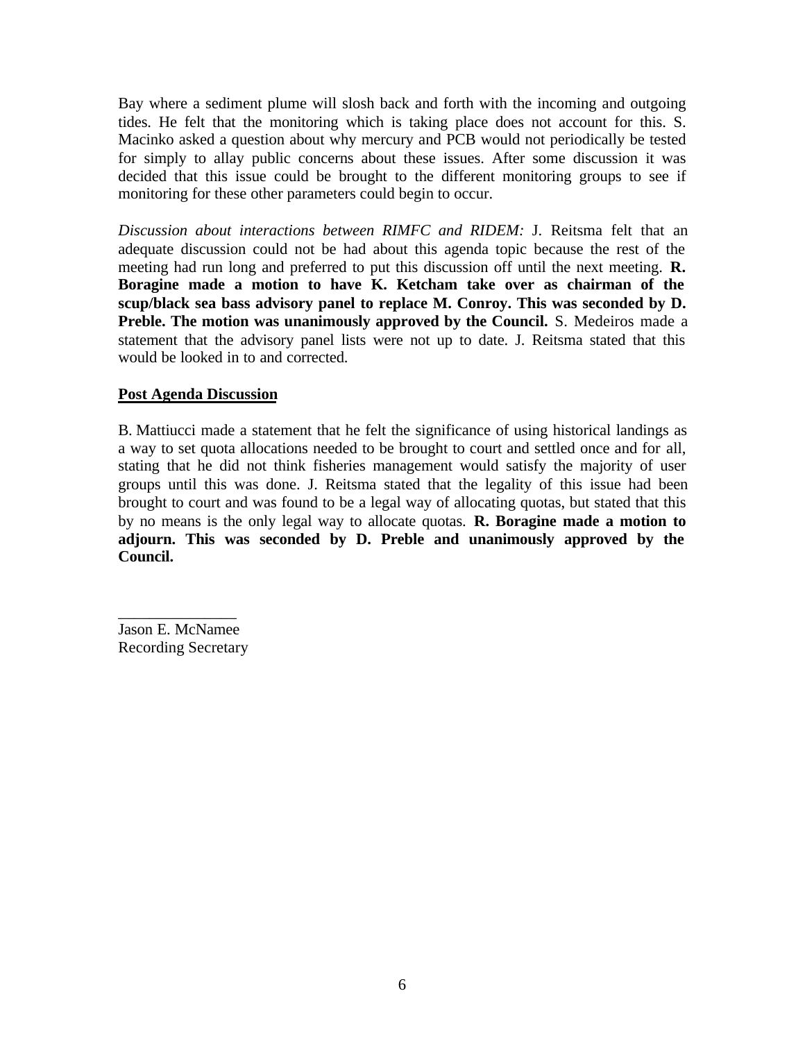Bay where a sediment plume will slosh back and forth with the incoming and outgoing tides. He felt that the monitoring which is taking place does not account for this. S. Macinko asked a question about why mercury and PCB would not periodically be tested for simply to allay public concerns about these issues. After some discussion it was decided that this issue could be brought to the different monitoring groups to see if monitoring for these other parameters could begin to occur.

*Discussion about interactions between RIMFC and RIDEM:* J. Reitsma felt that an adequate discussion could not be had about this agenda topic because the rest of the meeting had run long and preferred to put this discussion off until the next meeting. **R. Boragine made a motion to have K. Ketcham take over as chairman of the scup/black sea bass advisory panel to replace M. Conroy. This was seconded by D. Preble. The motion was unanimously approved by the Council.** S. Medeiros made a statement that the advisory panel lists were not up to date. J. Reitsma stated that this would be looked in to and corrected.

**Post Agenda Discussion**

B. Mattiucci made a statement that he felt the significance of using historical landings as a way to set quota allocations needed to be brought to court and settled once and for all, stating that he did not think fisheries management would satisfy the majority of user groups until this was done. J. Reitsma stated that the legality of this issue had been brought to court and was found to be a legal way of allocating quotas, but stated that this by no means is the only legal way to allocate quotas. **R. Boragine made a motion to adjourn. This was seconded by D. Preble and unanimously approved by the Council.**

_______________
Jason E. McNamee
Recording Secretary